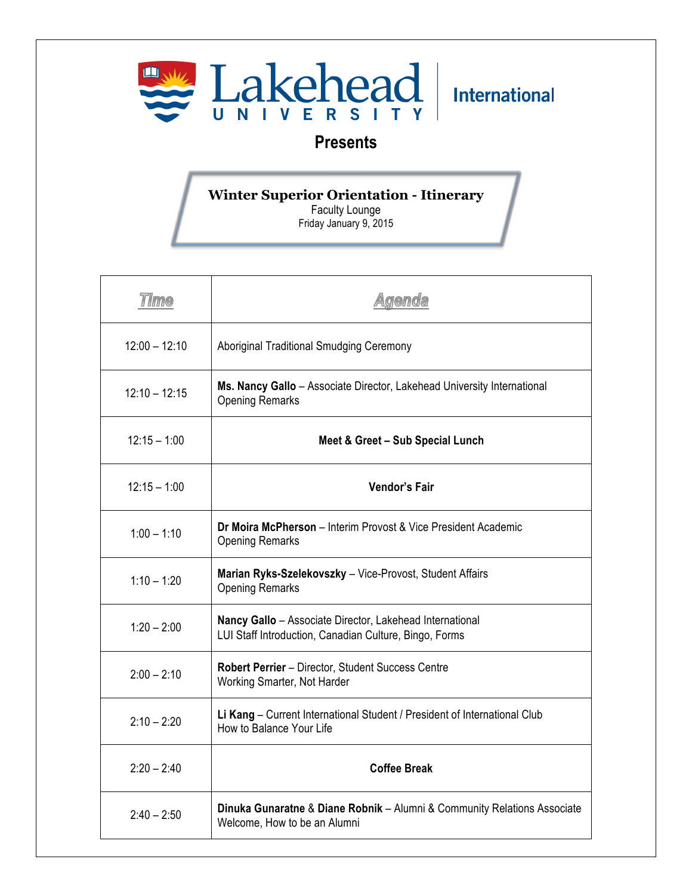# Lakehead University International

## Presents

### Winter Superior Orientation - Itinerary

Faculty Lounge
Friday January 9, 2015

| Time | Agenda |
|---|---|
| 12:00 – 12:10 | Aboriginal Traditional Smudging Ceremony |
| 12:10 – 12:15 | **Ms. Nancy Gallo** – Associate Director, Lakehead University International<br>Opening Remarks |
| 12:15 – 1:00 | **Meet & Greet – Sub Special Lunch** |
| 12:15 – 1:00 | **Vendor's Fair** |
| 1:00 – 1:10 | **Dr Moira McPherson** – Interim Provost & Vice President Academic<br>Opening Remarks |
| 1:10 – 1:20 | **Marian Ryks-Szelekovszky** – Vice-Provost, Student Affairs<br>Opening Remarks |
| 1:20 – 2:00 | **Nancy Gallo** – Associate Director, Lakehead International<br>LUI Staff Introduction, Canadian Culture, Bingo, Forms |
| 2:00 – 2:10 | **Robert Perrier** – Director, Student Success Centre<br>Working Smarter, Not Harder |
| 2:10 – 2:20 | **Li Kang** – Current International Student / President of International Club<br>How to Balance Your Life |
| 2:20 – 2:40 | **Coffee Break** |
| 2:40 – 2:50 | **Dinuka Gunaratne** & **Diane Robnik** – Alumni & Community Relations Associate<br>Welcome, How to be an Alumni |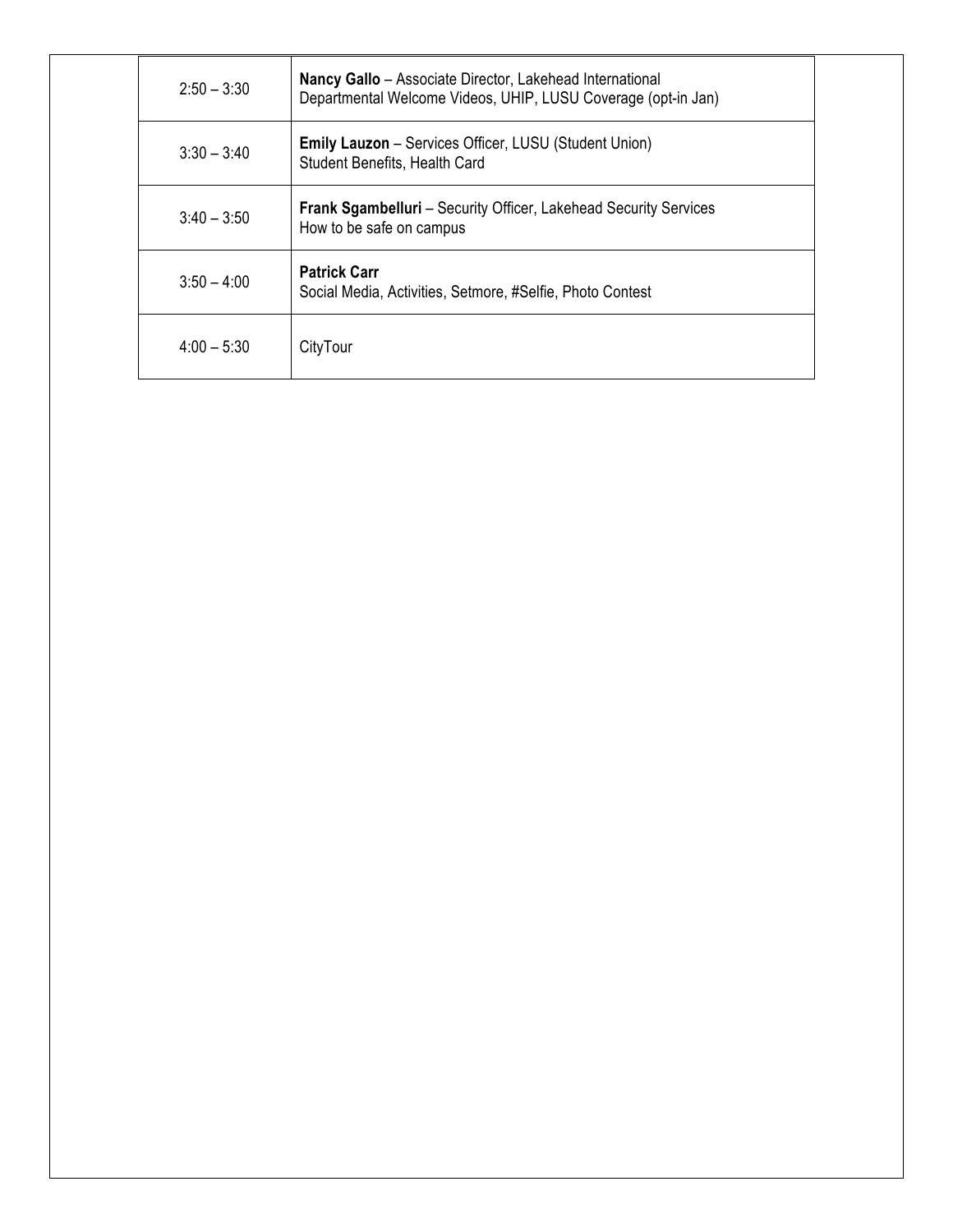| | |
|---|---|
| 2:50 – 3:30 | **Nancy Gallo** – Associate Director, Lakehead International<br>Departmental Welcome Videos, UHIP, LUSU Coverage (opt-in Jan) |
| 3:30 – 3:40 | **Emily Lauzon** – Services Officer, LUSU (Student Union)<br>Student Benefits, Health Card |
| 3:40 – 3:50 | **Frank Sgambelluri** – Security Officer, Lakehead Security Services<br>How to be safe on campus |
| 3:50 – 4:00 | **Patrick Carr**<br>Social Media, Activities, Setmore, #Selfie, Photo Contest |
| 4:00 – 5:30 | CityTour |